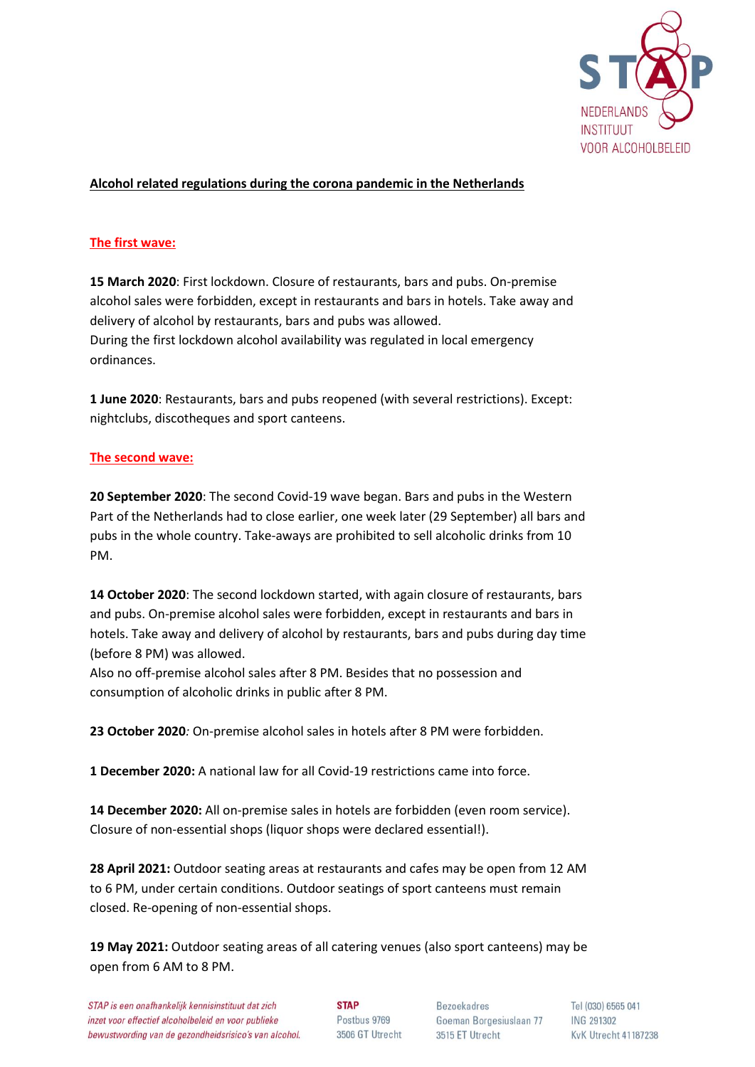# Alcohol related regulations during the corona pandemic in the Netherlands

## The first wave:

**15 March 2020**: First lockdown. Closure of restaurants, bars and pubs. On-premise alcohol sales were forbidden, except in restaurants and bars in hotels. Take away and delivery of alcohol by restaurants, bars and pubs was allowed.
During the first lockdown alcohol availability was regulated in local emergency ordinances.

**1 June 2020**: Restaurants, bars and pubs reopened (with several restrictions). Except: nightclubs, discotheques and sport canteens.

## The second wave:

**20 September 2020**: The second Covid-19 wave began. Bars and pubs in the Western Part of the Netherlands had to close earlier, one week later (29 September) all bars and pubs in the whole country. Take-aways are prohibited to sell alcoholic drinks from 10 PM.

**14 October 2020**: The second lockdown started, with again closure of restaurants, bars and pubs. On-premise alcohol sales were forbidden, except in restaurants and bars in hotels. Take away and delivery of alcohol by restaurants, bars and pubs during day time (before 8 PM) was allowed.
Also no off-premise alcohol sales after 8 PM. Besides that no possession and consumption of alcoholic drinks in public after 8 PM.

**23 October 2020***:* On-premise alcohol sales in hotels after 8 PM were forbidden.

**1 December 2020:** A national law for all Covid-19 restrictions came into force.

**14 December 2020:** All on-premise sales in hotels are forbidden (even room service). Closure of non-essential shops (liquor shops were declared essential!).

**28 April 2021:** Outdoor seating areas at restaurants and cafes may be open from 12 AM to 6 PM, under certain conditions. Outdoor seatings of sport canteens must remain closed. Re-opening of non-essential shops.

**19 May 2021:** Outdoor seating areas of all catering venues (also sport canteens) may be open from 6 AM to 8 PM.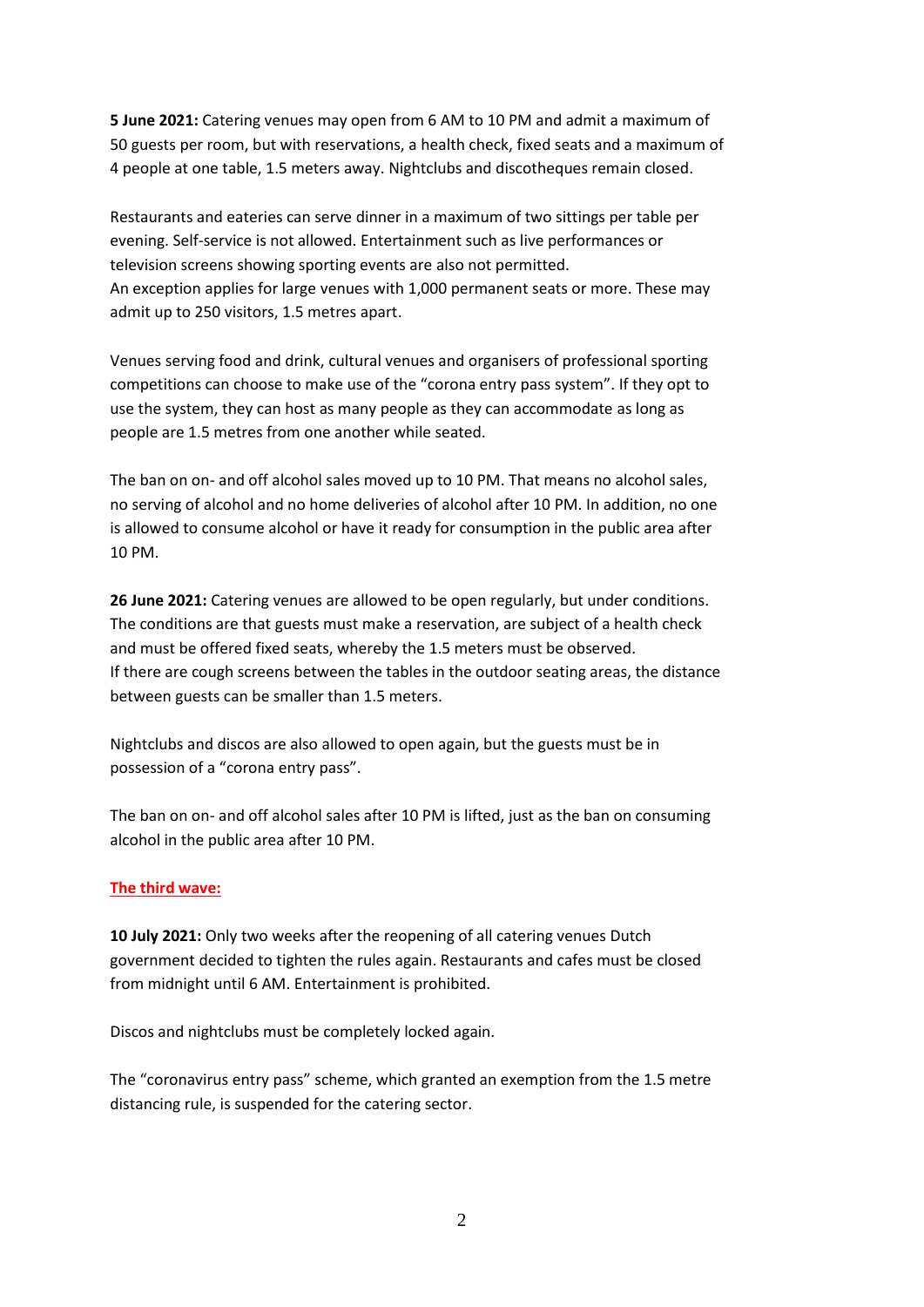**5 June 2021:** Catering venues may open from 6 AM to 10 PM and admit a maximum of 50 guests per room, but with reservations, a health check, fixed seats and a maximum of 4 people at one table, 1.5 meters away. Nightclubs and discotheques remain closed.

Restaurants and eateries can serve dinner in a maximum of two sittings per table per evening. Self-service is not allowed. Entertainment such as live performances or television screens showing sporting events are also not permitted.
An exception applies for large venues with 1,000 permanent seats or more. These may admit up to 250 visitors, 1.5 metres apart.

Venues serving food and drink, cultural venues and organisers of professional sporting competitions can choose to make use of the "corona entry pass system". If they opt to use the system, they can host as many people as they can accommodate as long as people are 1.5 metres from one another while seated.

The ban on on- and off alcohol sales moved up to 10 PM. That means no alcohol sales, no serving of alcohol and no home deliveries of alcohol after 10 PM. In addition, no one is allowed to consume alcohol or have it ready for consumption in the public area after 10 PM.

**26 June 2021:** Catering venues are allowed to be open regularly, but under conditions. The conditions are that guests must make a reservation, are subject of a health check and must be offered fixed seats, whereby the 1.5 meters must be observed.
If there are cough screens between the tables in the outdoor seating areas, the distance between guests can be smaller than 1.5 meters.

Nightclubs and discos are also allowed to open again, but the guests must be in possession of a "corona entry pass".

The ban on on- and off alcohol sales after 10 PM is lifted, just as the ban on consuming alcohol in the public area after 10 PM.

## The third wave:

**10 July 2021:** Only two weeks after the reopening of all catering venues Dutch government decided to tighten the rules again. Restaurants and cafes must be closed from midnight until 6 AM. Entertainment is prohibited.

Discos and nightclubs must be completely locked again.

The "coronavirus entry pass" scheme, which granted an exemption from the 1.5 metre distancing rule, is suspended for the catering sector.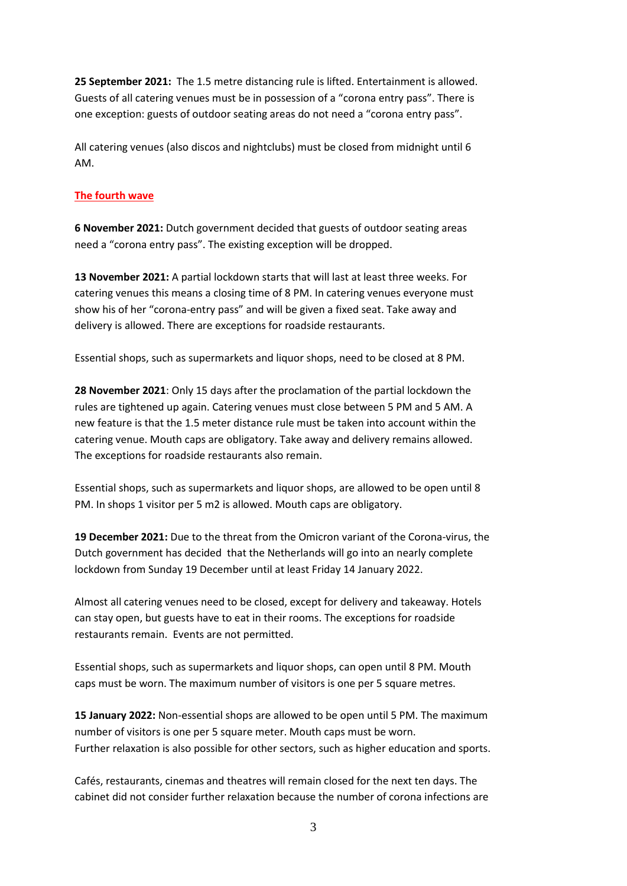**25 September 2021:** The 1.5 metre distancing rule is lifted. Entertainment is allowed. Guests of all catering venues must be in possession of a "corona entry pass". There is one exception: guests of outdoor seating areas do not need a "corona entry pass".

All catering venues (also discos and nightclubs) must be closed from midnight until 6 AM.

## The fourth wave

**6 November 2021:** Dutch government decided that guests of outdoor seating areas need a "corona entry pass". The existing exception will be dropped.

**13 November 2021:** A partial lockdown starts that will last at least three weeks. For catering venues this means a closing time of 8 PM. In catering venues everyone must show his of her "corona-entry pass" and will be given a fixed seat. Take away and delivery is allowed. There are exceptions for roadside restaurants.

Essential shops, such as supermarkets and liquor shops, need to be closed at 8 PM.

**28 November 2021**: Only 15 days after the proclamation of the partial lockdown the rules are tightened up again. Catering venues must close between 5 PM and 5 AM. A new feature is that the 1.5 meter distance rule must be taken into account within the catering venue. Mouth caps are obligatory. Take away and delivery remains allowed. The exceptions for roadside restaurants also remain.

Essential shops, such as supermarkets and liquor shops, are allowed to be open until 8 PM. In shops 1 visitor per 5 m2 is allowed. Mouth caps are obligatory.

**19 December 2021:** Due to the threat from the Omicron variant of the Corona-virus, the Dutch government has decided that the Netherlands will go into an nearly complete lockdown from Sunday 19 December until at least Friday 14 January 2022.

Almost all catering venues need to be closed, except for delivery and takeaway. Hotels can stay open, but guests have to eat in their rooms. The exceptions for roadside restaurants remain. Events are not permitted.

Essential shops, such as supermarkets and liquor shops, can open until 8 PM. Mouth caps must be worn. The maximum number of visitors is one per 5 square metres.

**15 January 2022:** Non-essential shops are allowed to be open until 5 PM. The maximum number of visitors is one per 5 square meter. Mouth caps must be worn.
Further relaxation is also possible for other sectors, such as higher education and sports.

Cafés, restaurants, cinemas and theatres will remain closed for the next ten days. The cabinet did not consider further relaxation because the number of corona infections are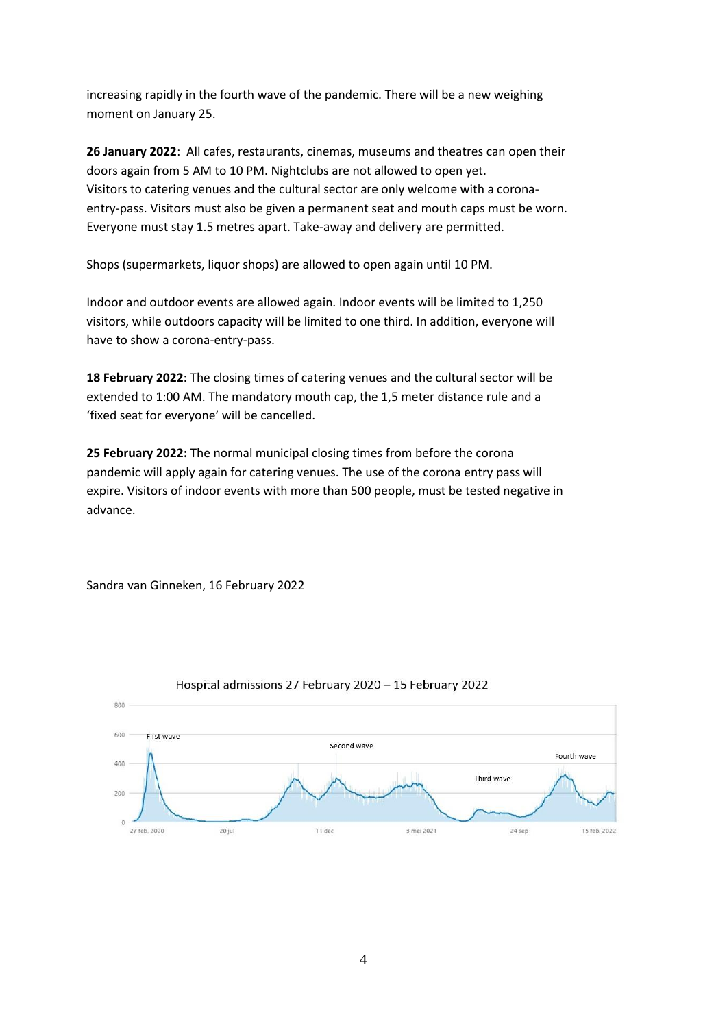increasing rapidly in the fourth wave of the pandemic. There will be a new weighing moment on January 25.

**26 January 2022**: All cafes, restaurants, cinemas, museums and theatres can open their doors again from 5 AM to 10 PM. Nightclubs are not allowed to open yet. Visitors to catering venues and the cultural sector are only welcome with a corona-entry-pass. Visitors must also be given a permanent seat and mouth caps must be worn. Everyone must stay 1.5 metres apart. Take-away and delivery are permitted.

Shops (supermarkets, liquor shops) are allowed to open again until 10 PM.

Indoor and outdoor events are allowed again. Indoor events will be limited to 1,250 visitors, while outdoors capacity will be limited to one third. In addition, everyone will have to show a corona-entry-pass.

**18 February 2022**: The closing times of catering venues and the cultural sector will be extended to 1:00 AM. The mandatory mouth cap, the 1,5 meter distance rule and a 'fixed seat for everyone' will be cancelled.

**25 February 2022:** The normal municipal closing times from before the corona pandemic will apply again for catering venues. The use of the corona entry pass will expire. Visitors of indoor events with more than 500 people, must be tested negative in advance.

Sandra van Ginneken, 16 February 2022

Hospital admissions 27 February 2020 – 15 February 2022

800
600
400
200
0

First wave
Second wave
Third wave
Fourth wave

27 feb. 2020
20 jul
11 dec
3 mei 2021
24 sep
15 feb. 2022